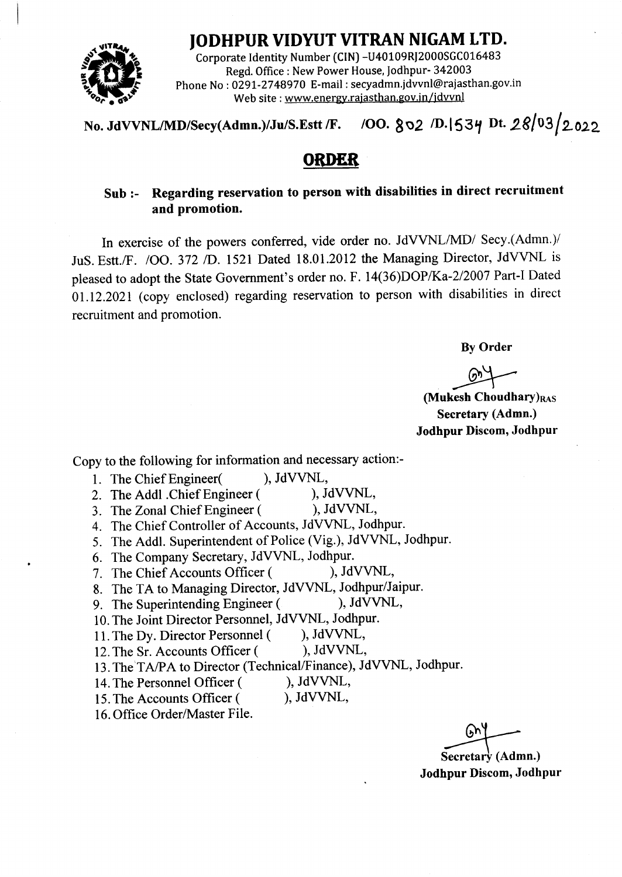# JODHPUR VIDYUT VITRAN NIGAM LTD.

Corporate Identity Number (CIN) -U40109RJ2000SGC016483
Regd. Office : New Power House, Jodhpur- 342003
Phone No : 0291-2748970 E-mail : secyadmn.jdvvnl@rajasthan.gov.in
Web site : www.energy.rajasthan.gov.in/jdvvnl

**No. JdVVNL/MD/Secy(Admn.)/Ju/S.Estt /F. /OO. 802 /D.1534 Dt. 28/03/2022**

## ORDER

**Sub :- Regarding reservation to person with disabilities in direct recruitment and promotion.**

In exercise of the powers conferred, vide order no. JdVVNL/MD/ Secy.(Admn.)/ JuS. Estt./F. /OO. 372 /D. 1521 Dated 18.01.2012 the Managing Director, JdVVNL is pleased to adopt the State Government's order no. F. 14(36)DOP/Ka-2/2007 Part-I Dated 01.12.2021 (copy enclosed) regarding reservation to person with disabilities in direct recruitment and promotion.

**By Order**

**(Mukesh Choudhary)RAS**
**Secretary (Admn.)**
**Jodhpur Discom, Jodhpur**

Copy to the following for information and necessary action:-

1. The Chief Engineer( ), JdVVNL,
2. The Addl .Chief Engineer ( ), JdVVNL,
3. The Zonal Chief Engineer ( ), JdVVNL,
4. The Chief Controller of Accounts, JdVVNL, Jodhpur.
5. The Addl. Superintendent of Police (Vig.), JdVVNL, Jodhpur.
6. The Company Secretary, JdVVNL, Jodhpur.
7. The Chief Accounts Officer ( ), JdVVNL,
8. The TA to Managing Director, JdVVNL, Jodhpur/Jaipur.
9. The Superintending Engineer ( ), JdVVNL,
10. The Joint Director Personnel, JdVVNL, Jodhpur.
11. The Dy. Director Personnel ( ), JdVVNL,
12. The Sr. Accounts Officer ( ), JdVVNL,
13. The TA/PA to Director (Technical/Finance), JdVVNL, Jodhpur.
14. The Personnel Officer ( ), JdVVNL,
15. The Accounts Officer ( ), JdVVNL,
16. Office Order/Master File.

**Secretary (Admn.)**
**Jodhpur Discom, Jodhpur**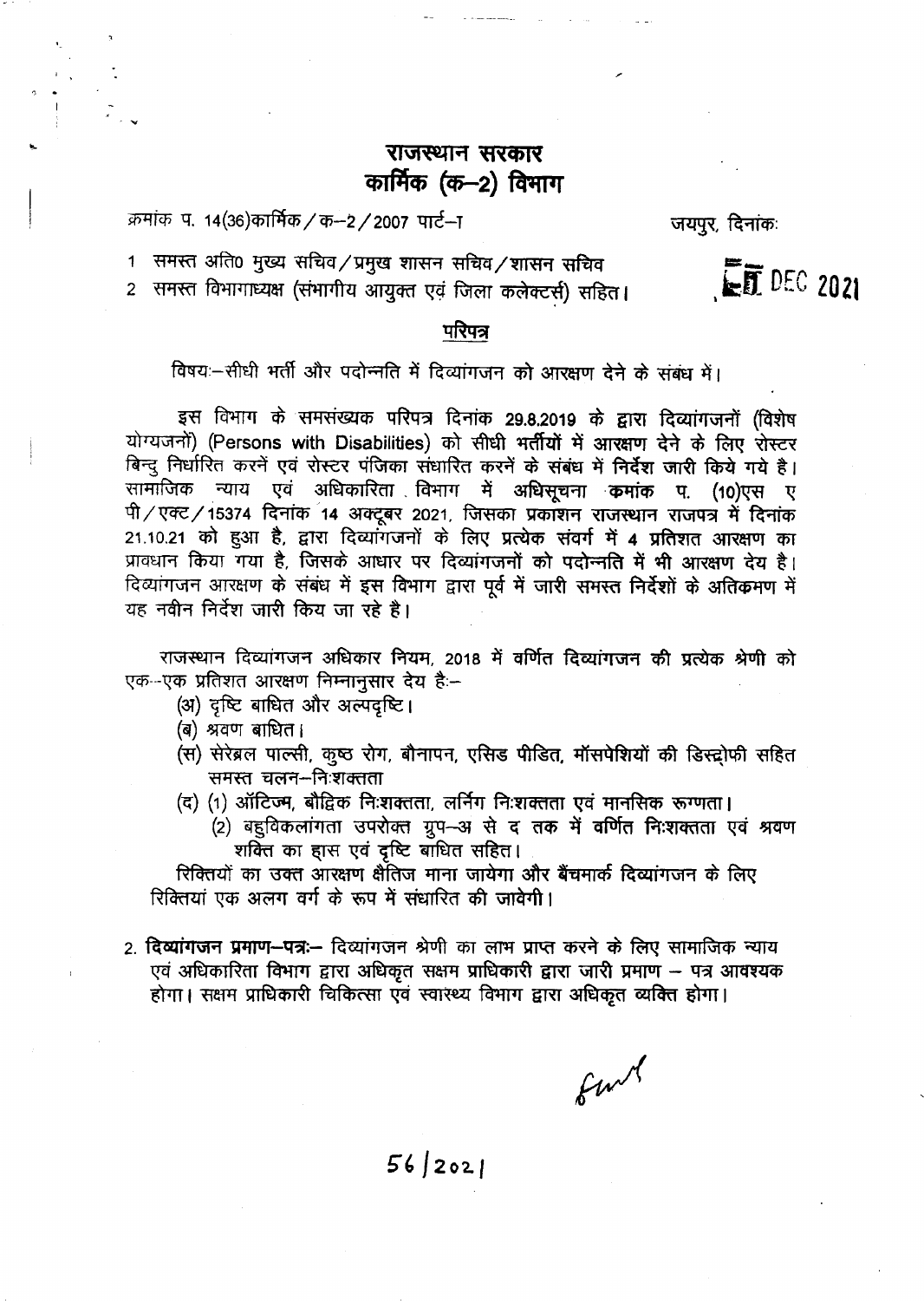# राजस्थान सरकार
## कार्मिक (क–2) विभाग

क्रमांक प. 14(36)कार्मिक/क–2/2007 पार्ट–I

जयपुर, दिनांकः DEC 2021

1 समस्त अति0 मुख्य सचिव/प्रमुख शासन सचिव/शासन सचिव
2 समस्त विभागाध्यक्ष (संभागीय आयुक्त एवं जिला कलेक्टर्स) सहित।

### परिपत्र

विषयः–सीधी भर्ती और पदोन्नति में दिव्यांगजन को आरक्षण देने के संबंध में।

इस विभाग के समसंख्यक परिपत्र दिनांक 29.8.2019 के द्वारा दिव्यांगजनों (विशेष योग्यजनों) (Persons with Disabilities) को सीधी भर्तीयों में आरक्षण देने के लिए रोस्टर बिन्दु निर्धारित करनें एवं रोस्टर पंजिका संधारित करनें के संबंध में निर्देश जारी किये गये है। सामाजिक न्याय एवं अधिकारिता विभाग में अधिसूचना क्रमांक प. (10)एस ए पी/एक्ट/15374 दिनांक 14 अक्टूबर 2021, जिसका प्रकाशन राजस्थान राजपत्र में दिनांक 21.10.21 को हुआ है, द्वारा दिव्यांगजनों के लिए प्रत्येक संवर्ग में 4 प्रतिशत आरक्षण का प्रावधान किया गया है, जिसके आधार पर दिव्यांगजनों को पदोन्नति में भी आरक्षण देय है। दिव्यांगजन आरक्षण के संबंध में इस विभाग द्वारा पूर्व में जारी समस्त निर्देशों के अतिक्रमण में यह नवीन निर्देश जारी किय जा रहे है।

राजस्थान दिव्यांगजन अधिकार नियम, 2018 में वर्णित दिव्यांगजन की प्रत्येक श्रेणी को एक–एक प्रतिशत आरक्षण निम्नानुसार देय है:–

(अ) दृष्टि बाधित और अल्पदृष्टि।
(ब) श्रवण बाधित।
(स) सेरेब्रल पाल्सी, कुष्ठ रोग, बौनापन, एसिड पीडित, मॉसपेशियों की डिस्ट्रोफी सहित समस्त चलन–निःशक्तता
(द) (1) ऑटिज्म, बौद्विक निःशक्तता, लर्निग निःशक्तता एवं मानसिक रूग्णता।
(2) बहुविकलांगता उपरोक्त ग्रुप–अ से द तक में वर्णित निःशक्तता एवं श्रवण शक्ति का ह्रास एवं दृष्टि बाधित सहित।

रिक्तियों का उक्त आरक्षण क्षैतिज माना जायेगा और बैंचमार्क दिव्यांगजन के लिए रिक्तियां एक अलग वर्ग के रूप में संधारित की जावेगी।

2. **दिव्यांगजन प्रमाण–पत्रः–** दिव्यांगजन श्रेणी का लाभ प्राप्त करने के लिए सामाजिक न्याय एवं अधिकारिता विभाग द्वारा अधिकृत सक्षम प्राधिकारी द्वारा जारी प्रमाण – पत्र आवश्यक होगा। सक्षम प्राधिकारी चिकित्सा एवं स्वास्थ्य विभाग द्वारा अधिकृत व्यक्ति होगा।

56/2021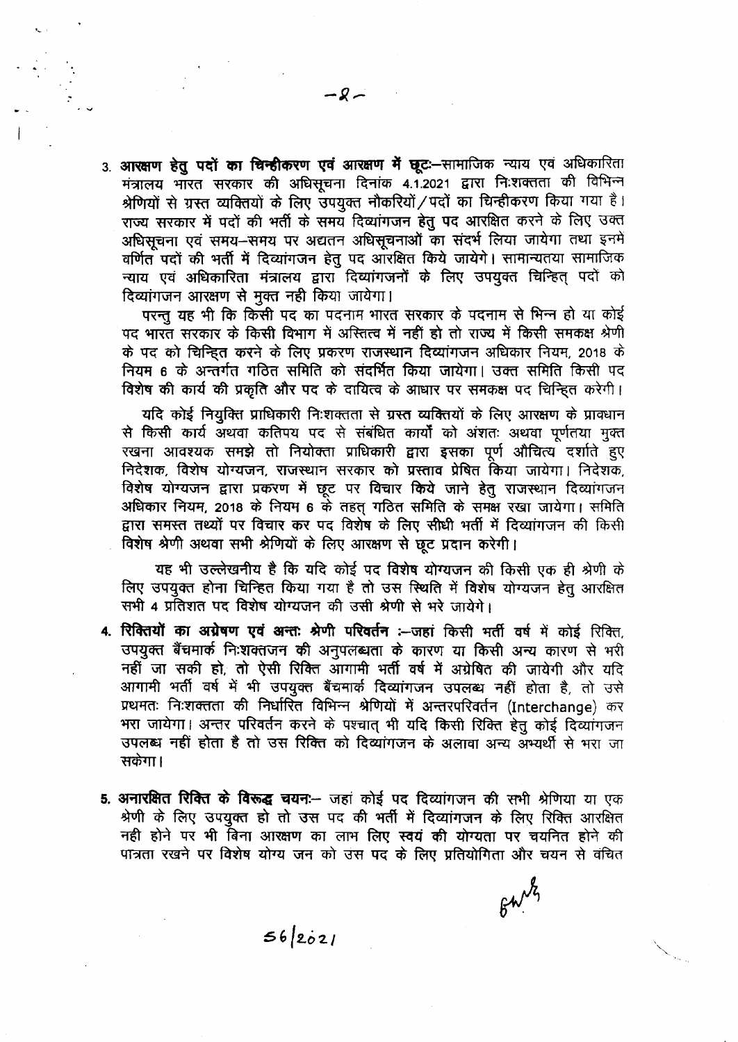3. **आरक्षण हेतु पदों का चिन्हीकरण एवं आरक्षण में छूटः**—सामाजिक न्याय एवं अधिकारिता मंत्रालय भारत सरकार की अधिसूचना दिनांक 4.1.2021 द्वारा निःशक्तता की विभिन्न श्रेणियों से ग्रस्त व्यक्तियों के लिए उपयुक्त नौकरियों/पदों का चिन्हीकरण किया गया है। राज्य सरकार में पदों की भर्ती के समय दिव्यांगजन हेतु पद आरक्षित करने के लिए उक्त अधिसूचना एवं समय-समय पर अद्यतन अधिसूचनाओं का संदर्भ लिया जायेगा तथा इनमें वर्णित पदों की भर्ती में दिव्यांगजन हेतु पद आरक्षित किये जायेंगे। सामान्यतया सामाजिक न्याय एवं अधिकारिता मंत्रालय द्वारा दिव्यांगजनों के लिए उपयुक्त चिन्हित् पदों को दिव्यांगजन आरक्षण से मुक्त नही किया जायेगा।

परन्तु यह भी कि किसी पद का पदनाम भारत सरकार के पदनाम से भिन्न हो या कोई पद भारत सरकार के किसी विभाग में अस्तित्व में नहीं हो तो राज्य में किसी समकक्ष श्रेणी के पद को चिन्हित करने के लिए प्रकरण राजस्थान दिव्यांगजन अधिकार नियम, 2018 के नियम 6 के अन्तर्गत गठित समिति को संदर्भित किया जायेगा। उक्त समिति किसी पद विशेष की कार्य की प्रकृति और पद के दायित्व के आधार पर समकक्ष पद चिन्हित करेगी।

यदि कोई नियुक्ति प्राधिकारी निःशक्तता से ग्रस्त व्यक्तियों के लिए आरक्षण के प्रावधान से किसी कार्य अथवा कतिपय पद से संबंधित कार्यों को अंशतः अथवा पूर्णतया मुक्त रखना आवश्यक समझे तो नियोक्ता प्राधिकारी द्वारा इसका पूर्ण औचित्य दर्शाते हुए निदेशक, विशेष योग्यजन, राजस्थान सरकार को प्रस्ताव प्रेषित किया जायेगा। निदेशक, विशेष योग्यजन द्वारा प्रकरण में छूट पर विचार किये जाने हेतु राजस्थान दिव्यांगजन अधिकार नियम, 2018 के नियम 6 के तहत् गठित समिति के समक्ष रखा जायेगा। समिति द्वारा समस्त तथ्यों पर विचार कर पद विशेष के लिए सीधी भर्ती में दिव्यांगजन की किसी विशेष श्रेणी अथवा सभी श्रेणियों के लिए आरक्षण से छूट प्रदान करेगी।

यह भी उल्लेखनीय है कि यदि कोई पद विशेष योग्यजन की किसी एक ही श्रेणी के लिए उपयुक्त होना चिन्हित किया गया है तो उस स्थिति में विशेष योग्यजन हेतु आरक्षित सभी 4 प्रतिशत पद विशेष योग्यजन की उसी श्रेणी से भरे जायेंगे।

4. **रिक्तियों का अग्रेषण एवं अन्तः श्रेणी परिवर्तन** :—जहां किसी भर्ती वर्ष में कोई रिक्ति, उपयुक्त बैंचमार्क निःशक्तजन की अनुपलब्धता के कारण या किसी अन्य कारण से भरी नहीं जा सकी हो, तो ऐसी रिक्ति आगामी भर्ती वर्ष में अग्रेषित की जायेगी और यदि आगामी भर्ती वर्ष में भी उपयुक्त बैंचमार्क दिव्यांगजन उपलब्ध नहीं होता है, तो उसे प्रथमतः निःशक्तता की निर्धारित विभिन्न श्रेणियों में अन्तरपरिवर्तन (Interchange) कर भरा जायेगा। अन्तर परिवर्तन करने के पश्चात् भी यदि किसी रिक्ति हेतु कोई दिव्यांगजन उपलब्ध नहीं होता है तो उस रिक्ति को दिव्यांगजन के अलावा अन्य अभ्यर्थी से भरा जा सकेगा।

5. **अनारक्षित रिक्ति के विरूद्ध चयनः**— जहां कोई पद दिव्यांगजन की सभी श्रेणिया या एक श्रेणी के लिए उपयुक्त हो तो उस पद की भर्ती में दिव्यांगजन के लिए रिक्ति आरक्षित नही होने पर भी बिना आरक्षण का लाभ लिए स्वयं की योग्यता पर चयनित होने की पात्रता रखने पर विशेष योग्य जन को उस पद के लिए प्रतियोगिता और चयन से वंचित

56/2021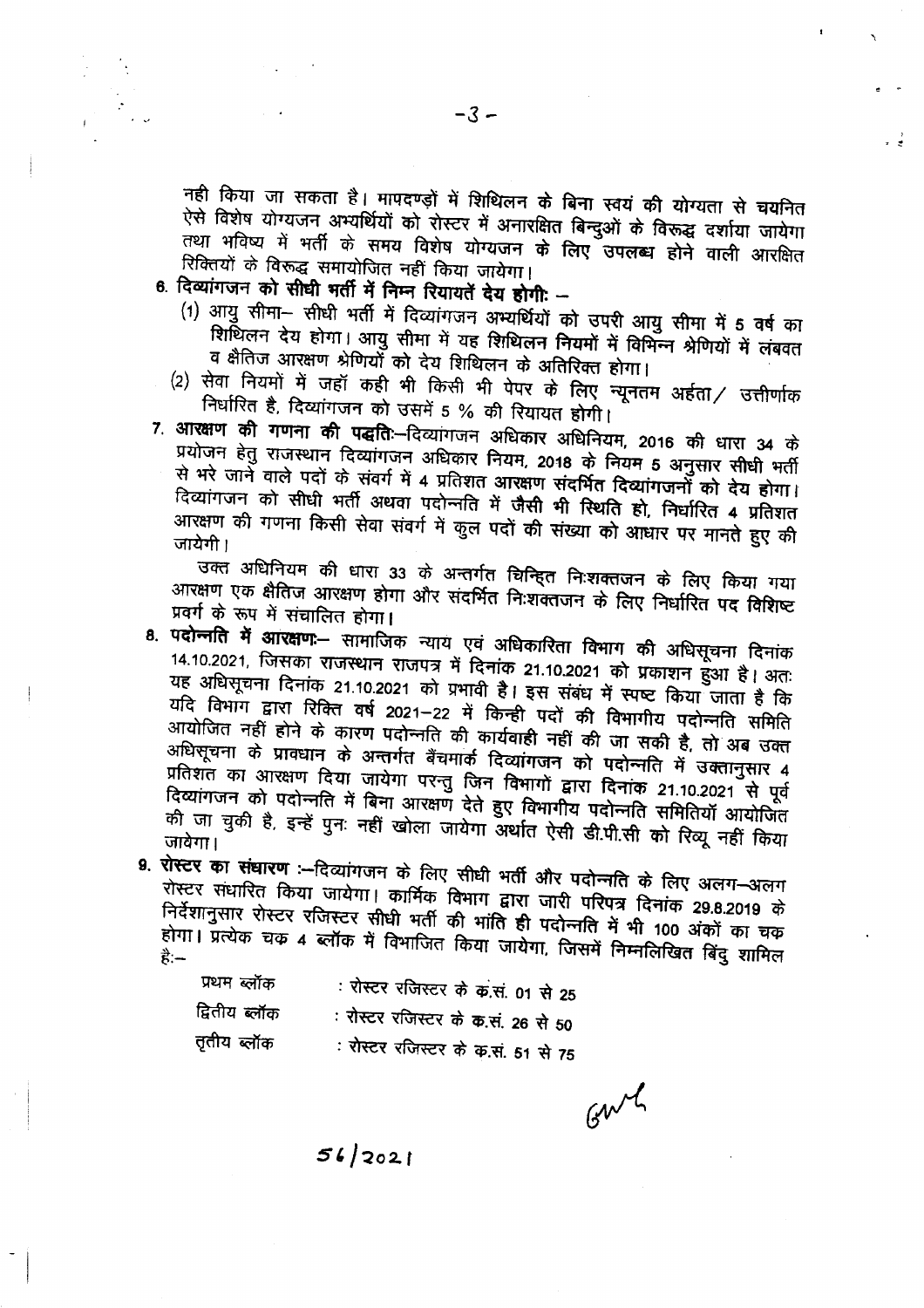नही किया जा सकता है। मापदण्डों में शिथिलन के बिना स्वयं की योग्यता से चयनित ऐसे विशेष योग्यजन अभ्यर्थियों को रोस्टर में अनारक्षित बिन्दुओं के विरूद्ध दर्शाया जायेगा तथा भविष्य में भर्ती के समय विशेष योग्यजन के लिए उपलब्ध होने वाली आरक्षित रिक्तियों के विरूद्ध समायोजित नहीं किया जायेगा।

6. **दिव्यांगजन को सीधी भर्ती में निम्न रियायतें देय होगीः –**
   (1) आयु सीमा– सीधी भर्ती में दिव्यांगजन अभ्यर्थियों को उपरी आयु सीमा में 5 वर्ष का शिथिलन देय होगा। आयु सीमा में यह शिथिलन नियमों में विभिन्न श्रेणियों में लंबवत व क्षैतिज आरक्षण श्रेणियों को देय शिथिलन के अतिरिक्त होगा।
   (2) सेवा नियमों में जहाँ कही भी किसी भी पेपर के लिए न्यूनतम अर्हता / उत्तीर्णांक निर्धारित है, दिव्यांगजन को उसमें 5 % की रियायत होगी।

7. **आरक्षण की गणना की पद्धतिः**–दिव्यांगजन अधिकार अधिनियम, 2016 की धारा 34 के प्रयोजन हेतु राजस्थान दिव्यांगजन अधिकार नियम, 2018 के नियम 5 अनुसार सीधी भर्ती से भरे जाने वाले पदों के संवर्ग में 4 प्रतिशत आरक्षण संदर्भित दिव्यांगजनों को देय होगा। दिव्यांगजन को सीधी भर्ती अथवा पदोन्नति में जैसी भी स्थिति हो, निर्धारित 4 प्रतिशत आरक्षण की गणना किसी सेवा संवर्ग में कुल पदों की संख्या को आधार पर मानते हुए की जायेगी।

   उक्त अधिनियम की धारा 33 के अन्तर्गत चिन्हित निःशक्तजन के लिए किया गया आरक्षण एक क्षैतिज आरक्षण होगा और संदर्भित निःशक्तजन के लिए निर्धारित पद विशिष्ट प्रवर्ग के रूप में संचालित होगा।

8. **पदोन्नति में आरक्षणः**– सामाजिक न्याय एवं अधिकारिता विभाग की अधिसूचना दिनांक 14.10.2021, जिसका राजस्थान राजपत्र में दिनांक 21.10.2021 को प्रकाशन हुआ है। अतः यह अधिसूचना दिनांक 21.10.2021 को प्रभावी है। इस संबंध में स्पष्ट किया जाता है कि यदि विभाग द्वारा रिक्ति वर्ष 2021–22 में किन्ही पदों की विभागीय पदोन्नति समिति आयोजित नहीं होने के कारण पदोन्नति की कार्यवाही नहीं की जा सकी है, तो अब उक्त अधिसूचना के प्रावधान के अन्तर्गत बैंचमार्क दिव्यांगजन को पदोन्नति में उक्तानुसार 4 प्रतिशत का आरक्षण दिया जायेगा परन्तु जिन विभागों द्वारा दिनांक 21.10.2021 से पूर्व दिव्यांगजन को पदोन्नति में बिना आरक्षण देते हुए विभागीय पदोन्नति समितियॉं आयोजित की जा चुकी है, इन्हें पुनः नहीं खोला जायेगा अर्थात ऐसी डी.पी.सी को रिव्यू नहीं किया जायेगा।

9. **रोस्टर का संधारण** :–दिव्यांगजन के लिए सीधी भर्ती और पदोन्नति के लिए अलग–अलग रोस्टर संधारित किया जायेगा। कार्मिक विभाग द्वारा जारी परिपत्र दिनांक 29.8.2019 के निर्देशानुसार रोस्टर रजिस्टर सीधी भर्ती की भांति ही पदोन्नति में भी 100 अंकों का चक्र होगा। प्रत्येक चक्र 4 ब्लॉक में विभाजित किया जायेगा, जिसमें निम्नलिखित बिंदु शामिल हैः–

   प्रथम ब्लॉक : रोस्टर रजिस्टर के क्र.सं. 01 से 25
   द्वितीय ब्लॉक : रोस्टर रजिस्टर के क्र.सं. 26 से 50
   तृतीय ब्लॉक : रोस्टर रजिस्टर के क्र.सं. 51 से 75

56/2021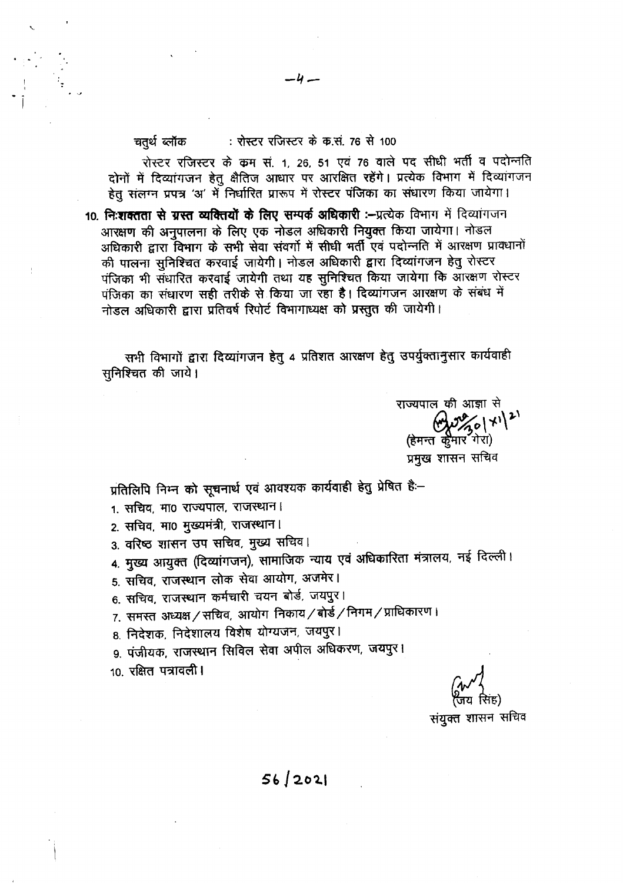चतुर्थ ब्लॉक : रोस्टर रजिस्टर के क.सं. 76 से 100

रोस्टर रजिस्टर के क्रम सं. 1, 26, 51 एवं 76 वाले पद सीधी भर्ती व पदोन्नति दोनों में दिव्यांगजन हेतु क्षैतिज आधार पर आरक्षित रहेंगे। प्रत्येक विभाग में दिव्यांगजन हेतु संलग्न प्रपत्र 'अ' में निर्धारित प्रारूप में रोस्टर पंजिका का संधारण किया जायेगा।

10. **निःशक्तता से ग्रस्त व्यक्तियों के लिए सम्पर्क अधिकारी :-** प्रत्येक विभाग में दिव्यांगजन आरक्षण की अनुपालना के लिए एक नोडल अधिकारी नियुक्त किया जायेगा। नोडल अधिकारी द्वारा विभाग के सभी सेवा संवर्गो में सीधी भर्ती एवं पदोन्नति में आरक्षण प्रावधानों की पालना सुनिश्चित करवाई जायेगी। नोडल अधिकारी द्वारा दिव्यांगजन हेतु रोस्टर पंजिका भी संधारित करवाई जायेगी तथा यह सुनिश्चित किया जायेगा कि आरक्षण रोस्टर पंजिका का संधारण सही तरीके से किया जा रहा है। दिव्यांगजन आरक्षण के संबंध में नोडल अधिकारी द्वारा प्रतिवर्ष रिपोर्ट विभागाध्यक्ष को प्रस्तुत की जायेगी।

सभी विभागों द्वारा दिव्यांगजन हेतु 4 प्रतिशत आरक्षण हेतु उपर्युक्तानुसार कार्यवाही सुनिश्चित की जाये।

राज्यपाल की आज्ञा से

30/11/21

(हेमन्त कुमार गेरा)

प्रमुख शासन सचिव

प्रतिलिपि निम्न को सूचनार्थ एवं आवश्यक कार्यवाही हेतु प्रेषित है:-

1. सचिव, मा० राज्यपाल, राजस्थान।
2. सचिव, मा० मुख्यमंत्री, राजस्थान।
3. वरिष्ठ शासन उप सचिव, मुख्य सचिव।
4. मुख्य आयुक्त (दिव्यांगजन), सामाजिक न्याय एवं अधिकारिता मंत्रालय, नई दिल्ली।
5. सचिव, राजस्थान लोक सेवा आयोग, अजमेर।
6. सचिव, राजस्थान कर्मचारी चयन बोर्ड, जयपुर।
7. समस्त अध्यक्ष / सचिव, आयोग निकाय / बोर्ड / निगम / प्राधिकारण।
8. निदेशक, निदेशालय विशेष योग्यजन, जयपुर।
9. पंजीयक, राजस्थान सिविल सेवा अपील अधिकरण, जयपुर।
10. रक्षित पत्रावली।

(जय सिंह)

संयुक्त शासन सचिव

56/2021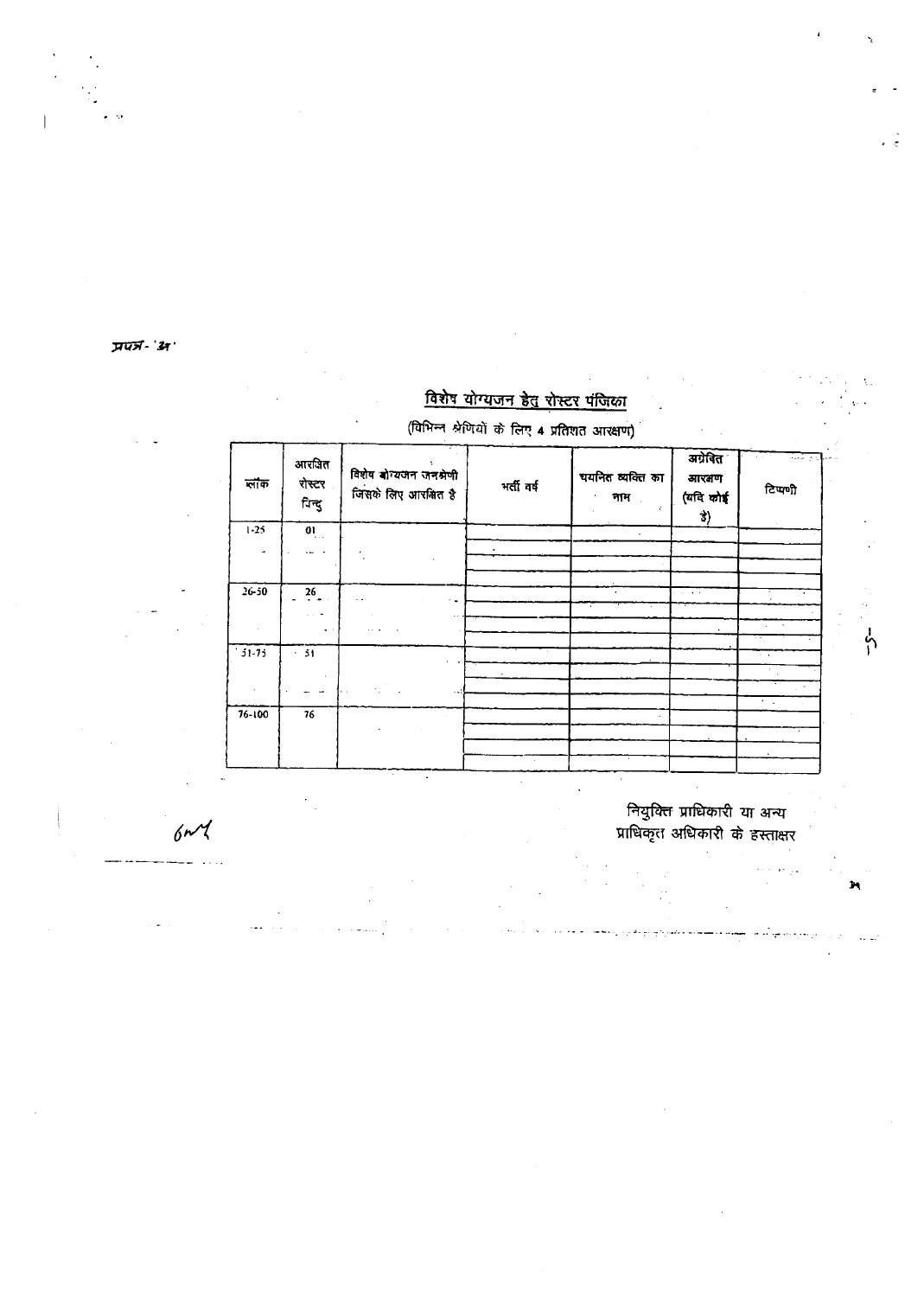प्रपत्र- 'अ'

## विशेष योग्यजन हेतु रोस्टर पंजिका

(विभिन्न श्रेणियों के लिए 4 प्रतिशत आरक्षण)

| ब्लॉक | आरक्षित रोस्टर बिन्दु | विशेष योग्यजन जनश्रेणी जिसके लिए आरक्षित है | भर्ती वर्ष | चयनित व्यक्ति का नाम | अग्रेषित आरक्षण (यदि कोई है) | टिप्पणी |
|---|---|---|---|---|---|---|
| 1-25 | 01 | | | | | |
| | | | | | | |
| | | | | | | |
| 26-50 | 26 | | | | | |
| | | | | | | |
| | | | | | | |
| 51-75 | 51 | | | | | |
| | | | | | | |
| | | | | | | |
| 76-100 | 76 | | | | | |
| | | | | | | |
| | | | | | | |

नियुक्ति प्राधिकारी या अन्य
प्राधिकृत अधिकारी के हस्ताक्षर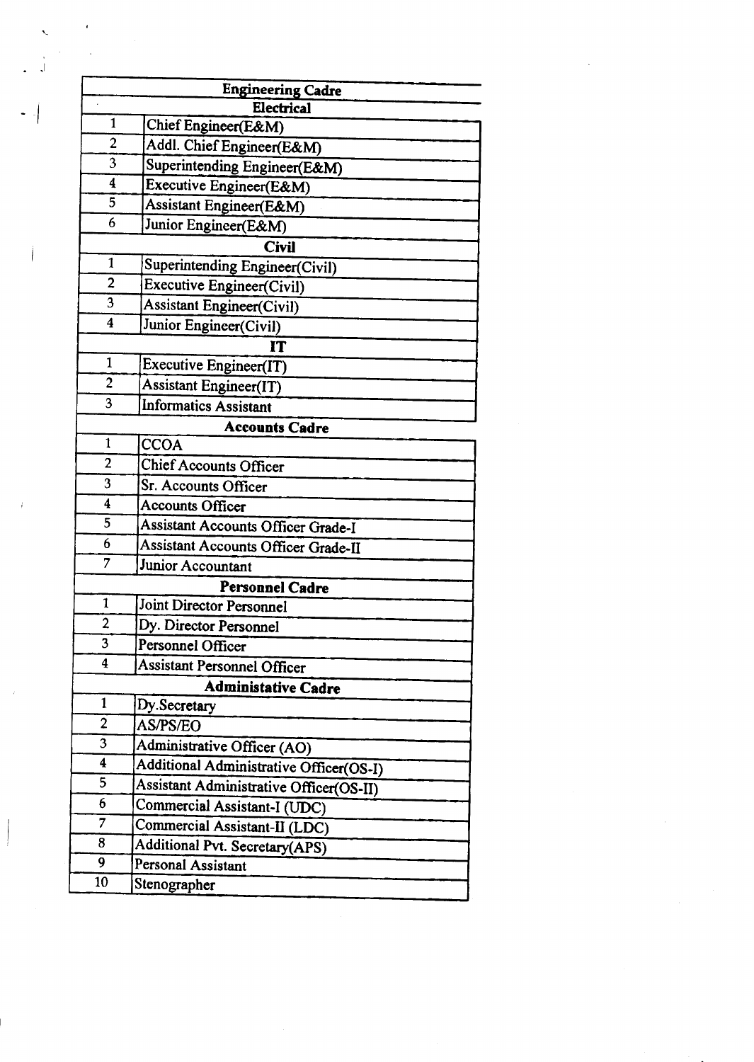| Engineering Cadre | |
|---|---|
| **Electrical** | |
| 1 | Chief Engineer(E&M) |
| 2 | Addl. Chief Engineer(E&M) |
| 3 | Superintending Engineer(E&M) |
| 4 | Executive Engineer(E&M) |
| 5 | Assistant Engineer(E&M) |
| 6 | Junior Engineer(E&M) |
| **Civil** | |
| 1 | Superintending Engineer(Civil) |
| 2 | Executive Engineer(Civil) |
| 3 | Assistant Engineer(Civil) |
| 4 | Junior Engineer(Civil) |
| **IT** | |
| 1 | Executive Engineer(IT) |
| 2 | Assistant Engineer(IT) |
| 3 | Informatics Assistant |
| **Accounts Cadre** | |
| 1 | CCOA |
| 2 | Chief Accounts Officer |
| 3 | Sr. Accounts Officer |
| 4 | Accounts Officer |
| 5 | Assistant Accounts Officer Grade-I |
| 6 | Assistant Accounts Officer Grade-II |
| 7 | Junior Accountant |
| **Personnel Cadre** | |
| 1 | Joint Director Personnel |
| 2 | Dy. Director Personnel |
| 3 | Personnel Officer |
| 4 | Assistant Personnel Officer |
| **Administative Cadre** | |
| 1 | Dy.Secretary |
| 2 | AS/PS/EO |
| 3 | Administrative Officer (AO) |
| 4 | Additional Administrative Officer(OS-I) |
| 5 | Assistant Administrative Officer(OS-II) |
| 6 | Commercial Assistant-I (UDC) |
| 7 | Commercial Assistant-II (LDC) |
| 8 | Additional Pvt. Secretary(APS) |
| 9 | Personal Assistant |
| 10 | Stenographer |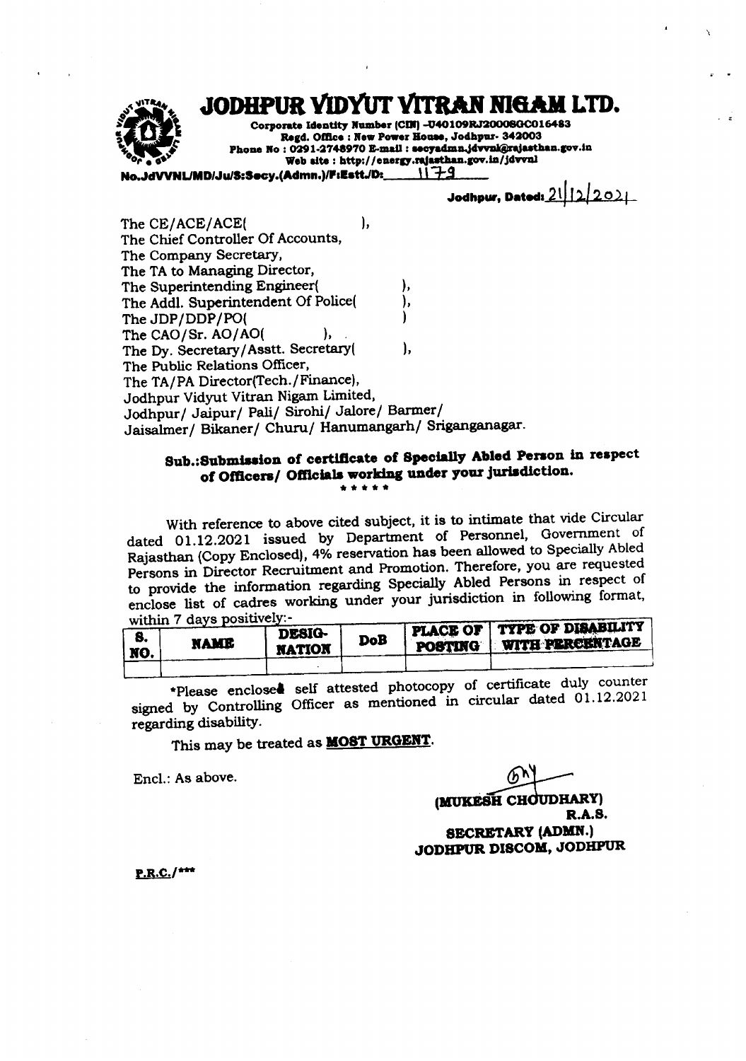# JODHPUR VIDYUT VITRAN NIGAM LTD.

**Corporate Identity Number (CIN) -U40109RJ2000SGC016483**
**Regd. Office : New Power House, Jodhpur- 342003**
**Phone No : 0291-2748970 E-mail : secyadmn.jdvvnl@rajasthan.gov.in**
**Web site : http://energy.rajasthan.gov.in/jdvvnl**

**No.JdVVNL/MD/Ju/S:Secy.(Admn.)/F:Estt./D: 1179**

**Jodhpur, Dated: 21/12/2021**

The CE/ACE/ACE( ),
The Chief Controller Of Accounts,
The Company Secretary,
The TA to Managing Director,
The Superintending Engineer( ),
The Addl. Superintendent Of Police( ),
The JDP/DDP/PO( )
The CAO/Sr. AO/AO( ),
The Dy. Secretary/Asstt. Secretary( ),
The Public Relations Officer,
The TA/PA Director(Tech./Finance),
Jodhpur Vidyut Vitran Nigam Limited,
Jodhpur/ Jaipur/ Pali/ Sirohi/ Jalore/ Barmer/
Jaisalmer/ Bikaner/ Churu/ Hanumangarh/ Sriganganagar.

**Sub.:Submission of certificate of Specially Abled Person in respect of Officers/ Officials working under your jurisdiction.**

\* \* \* \* \*

With reference to above cited subject, it is to intimate that vide Circular dated 01.12.2021 issued by Department of Personnel, Government of Rajasthan (Copy Enclosed), 4% reservation has been allowed to Specially Abled Persons in Director Recruitment and Promotion. Therefore, you are requested to provide the information regarding Specially Abled Persons in respect of enclose list of cadres working under your jurisdiction in following format, within 7 days positively:-

| S. NO. | NAME | DESIGNATION | DoB | PLACE OF POSTING | TYPE OF DISABILITY WITH PERCENTAGE |
|---|---|---|---|---|---|
| | | | | | |

\*Please enclosed self attested photocopy of certificate duly counter signed by Controlling Officer as mentioned in circular dated 01.12.2021 regarding disability.

This may be treated as **MOST URGENT**.

Encl.: As above.

**(MUKESH CHOUDHARY)**
**R.A.S.**
**SECRETARY (ADMN.)**
**JODHPUR DISCOM, JODHPUR**

P.R.C./\*\*\*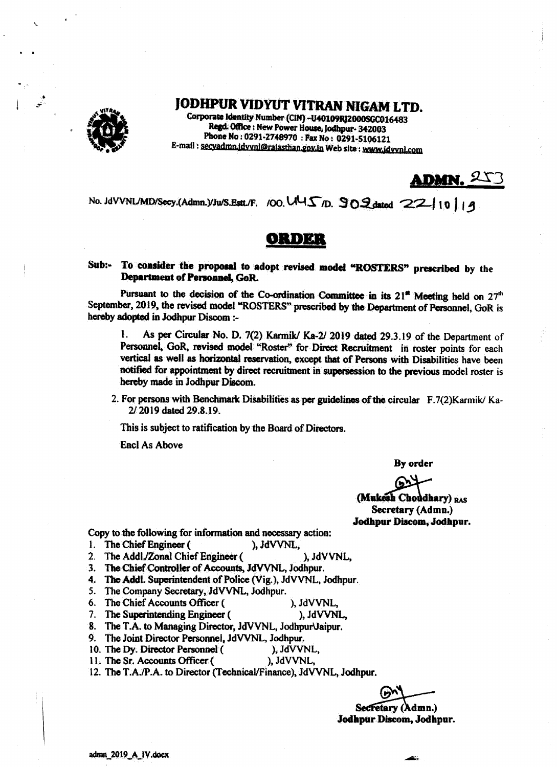# JODHPUR VIDYUT VITRAN NIGAM LTD.

Corporate Identity Number (CIN) -U40109RJ2000SGC016483
Regd. Office : New Power House, Jodhpur- 342003
Phone No : 0291-2748970 : Fax No : 0291-5106121
E-mail : secyadmn.jdvvnl@rajasthan.gov.in Web site : www.jdvvnl.com

**ADMN. 253**

No. JdVVNL/MD/Secy.(Admn.)/Ju/S.Estt./F. /00. U45 /D. 902 dated 22/10/19

## ORDER

**Sub:- To consider the proposal to adopt revised model "ROSTERS" prescribed by the Department of Personnel, GoR.**

Pursuant to the decision of the Co-ordination Committee in its 21st Meeting held on 27th September, 2019, the revised model "ROSTERS" prescribed by the Department of Personnel, GoR is hereby adopted in Jodhpur Discom :-

1. As per Circular No. D. 7(2) Karmik/ Ka-2/ 2019 dated 29.3.19 of the Department of Personnel, GoR, revised model "Roster" for Direct Recruitment in roster points for each vertical as well as horizontal reservation, except that of Persons with Disabilities have been notified for appointment by direct recruitment in supersession to the previous model roster is hereby made in Jodhpur Discom.

2. For persons with Benchmark Disabilities as per guidelines of the circular F.7(2)Karmik/ Ka-2/ 2019 dated 29.8.19.

This is subject to ratification by the Board of Directors.

Encl As Above

By order

**(Mukesh Choudhary)** RAS
**Secretary (Admn.)**
**Jodhpur Discom, Jodhpur.**

Copy to the following for information and necessary action:

1. The Chief Engineer ( ), JdVVNL,
2. The Addl./Zonal Chief Engineer ( ), JdVVNL,
3. The Chief Controller of Accounts, JdVVNL, Jodhpur.
4. The Addl. Superintendent of Police (Vig.), JdVVNL, Jodhpur.
5. The Company Secretary, JdVVNL, Jodhpur.
6. The Chief Accounts Officer ( ), JdVVNL,
7. The Superintending Engineer ( ), JdVVNL,
8. The T.A. to Managing Director, JdVVNL, Jodhpur\Jaipur.
9. The Joint Director Personnel, JdVVNL, Jodhpur.
10. The Dy. Director Personnel ( ), JdVVNL,
11. The Sr. Accounts Officer ( ), JdVVNL,
12. The T.A./P.A. to Director (Technical/Finance), JdVVNL, Jodhpur.

**Secretary (Admn.)**
**Jodhpur Discom, Jodhpur.**

admn_2019_A_IV.docx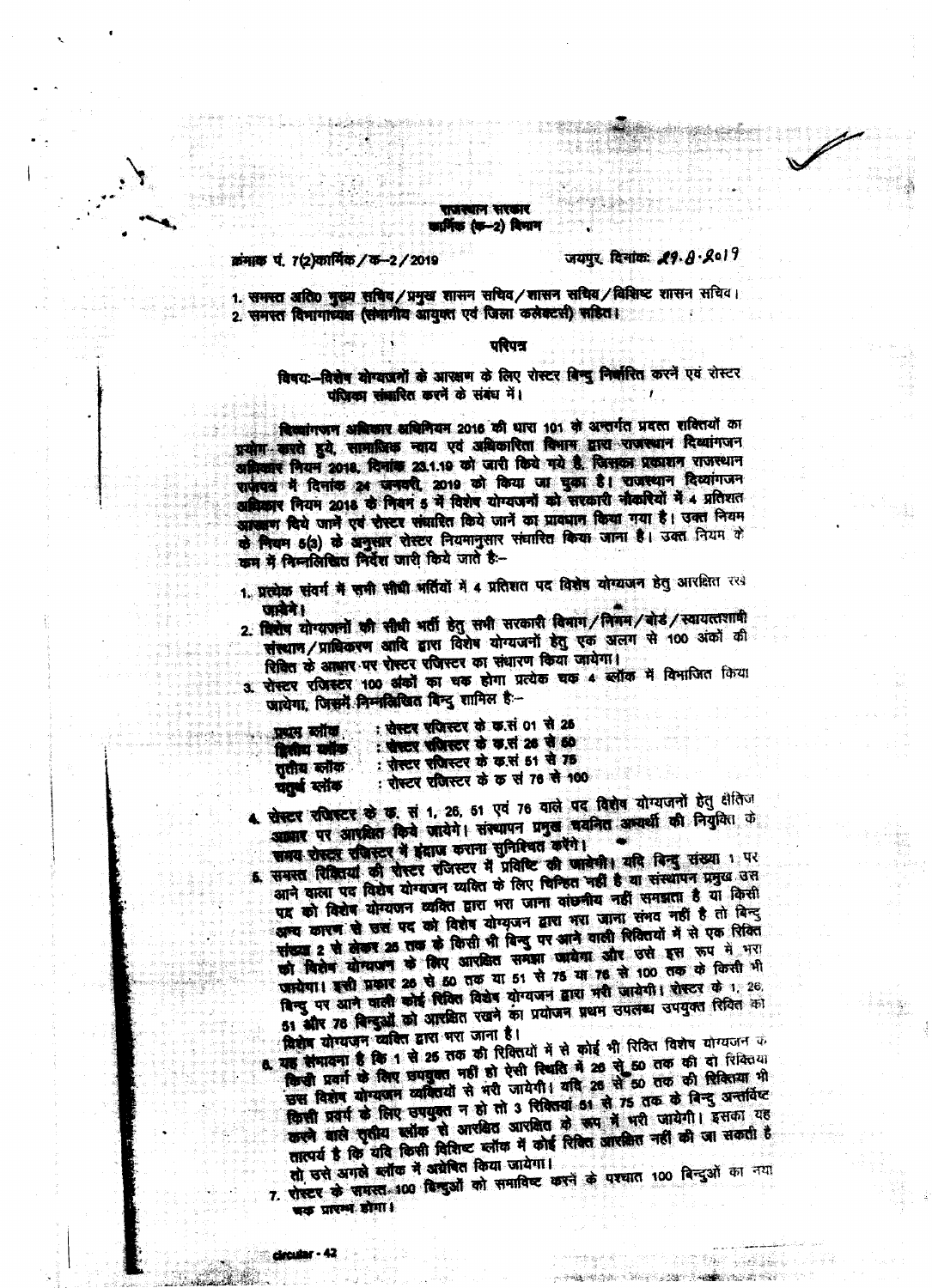राजस्थान सरकार
कार्मिक (क–2) विभाग

क्रमांक प. 7(2)कार्मिक/क–2/2019 जयपुर, दिनांक: 29.8.2019

1. समस्त अति० मुख्य सचिव/प्रमुख शासन सचिव/शासन सचिव/विशिष्ट शासन सचिव।
2. समस्त विभागाध्यक्ष (संभागीय आयुक्त एवं जिला कलेक्टर्स) सहित।

## परिपत्र

**विषयः–विशेष योग्यजनों के आरक्षण के लिए रोस्टर बिन्दु निर्धारित करने एवं रोस्टर पंजिका संधारित करने के संबंध में।**

दिव्यांगजन अधिकार अधिनियम 2016 की धारा 101 के अन्तर्गत प्रदत्त शक्तियों का प्रयोग करते हुये, सामाजिक न्याय एवं अधिकारिता विभाग द्वारा राजस्थान दिव्यांगजन अधिकार नियम 2018, दिनांक 23.1.19 को जारी किये गये है, जिसका प्रकाशन राजस्थान राजपत्र में दिनांक 24 जनवरी, 2019 को किया जा चुका है। राजस्थान दिव्यांगजन अधिकार नियम 2018 के नियम 5 में विशेष योग्यजनों को सरकारी नौकरियों में 4 प्रतिशत आरक्षण दिये जाने एवं रोस्टर संधारित किये जाने का प्रावधान किया गया है। उक्त नियम के नियम 5(3) के अनुसार रोस्टर नियमानुसार संधारित किया जाना है। उक्त नियम के क्रम में निम्नलिखित निर्देश जारी किये जाते है:–

1. प्रत्येक संवर्ग में सभी सीधी भर्तियों में 4 प्रतिशत पद विशेष योग्यजन हेतु आरक्षित रखे जायेंगे।
2. विशेष योग्यजनों की सीधी भर्ती हेतु सभी सरकारी विभाग/निगम/बोर्ड/स्वायत्तशासी संस्थान/प्राधिकरण आदि द्वारा विशेष योग्यजनों हेतु एक अलग से 100 अंकों की रिक्ति के आधार पर रोस्टर रजिस्टर का संधारण किया जायेगा।
3. रोस्टर रजिस्टर 100 अंकों का चक्र होगा प्रत्येक चक्र 4 ब्लॉक में विभाजित किया जायेगा, जिसमें निम्नलिखित बिन्दु शामिल है:–

   प्रथम ब्लॉक : रोस्टर रजिस्टर के क्र.सं 01 से 25
   द्वितीय ब्लॉक : रोस्टर रजिस्टर के क्र.सं 26 से 50
   तृतीय ब्लॉक : रोस्टर रजिस्टर के क्र.सं 51 से 75
   चतुर्थ ब्लॉक : रोस्टर रजिस्टर के क्र सं 76 से 100

4. रोस्टर रजिस्टर के क्र. सं 1, 26, 51 एवं 76 वाले पद विशेष योग्यजनों हेतु क्षैतिज आधार पर आरक्षित किये जायेंगे। संस्थापन प्रमुख चयनित अभ्यर्थी की नियुक्ति के समय रोस्टर रजिस्टर में इंद्राज कराना सुनिश्चित करेंगे।
5. समस्त रिक्तियों की रोस्टर रजिस्टर में प्रविष्टि की जायेगी। यदि बिन्दु संख्या 1 पर आने वाला पद विशेष योग्यजन व्यक्ति के लिए चिन्हित नहीं है या संस्थापन प्रमुख उस पद को विशेष योग्यजन व्यक्ति द्वारा भरा जाना वांछनीय नहीं समझता है या किसी अन्य कारण से उस पद को विशेष योग्यजन द्वारा भरा जाना संभव नहीं है तो बिन्दु संख्या 2 से लेकर 25 तक के किसी भी बिन्दु पर आने वाली रिक्तियों में से एक रिक्ति को विशेष योग्यजन के लिए आरक्षित समझा जायेगा और उसे इस रूप में भरा जायेगा। इसी प्रकार 26 से 50 तक या 51 से 75 या 76 से 100 तक के किसी भी बिन्दु पर आने वाली कोई रिक्ति विशेष योग्यजन द्वारा भरी जायेगी। रोस्टर के 1, 26, 51 और 76 बिन्दुओं को आरक्षित रखने का प्रयोजन प्रथम उपलब्ध उपयुक्त रिक्ति को विशेष योग्यजन व्यक्ति द्वारा भरा जाना है।
6. यह संभावना है कि 1 से 25 तक की रिक्तियों में से कोई भी रिक्ति विशेष योग्यजन के किसी प्रवर्ग के लिए उपयुक्त नहीं हो ऐसी स्थिति में 26 से 50 तक की दो रिक्तियां भी उस विशेष योग्यजन व्यक्तियों से भरी जायेगी। यदि 26 से 50 तक की रिक्तियां भी किसी प्रवर्ग के लिए उपयुक्त न हो तो 3 रिक्तियां 51 से 75 तक के बिन्दु अन्तर्विष्ट करने वाले तृतीय ब्लॉक से आरक्षित आरक्षित के रूप में भरी जायेगी। इसका यह तात्पर्य है कि यदि किसी विशिष्ट ब्लॉक में कोई रिक्ति आरक्षित नहीं की जा सकती है तो उसे अगले ब्लॉक में अग्रेषित किया जायेगा।
7. रोस्टर के समस्त 100 बिन्दुओं को समाविष्ट करने के पश्चात 100 बिन्दुओं का नया चक्र प्रारम्भ होगा।

circular - 42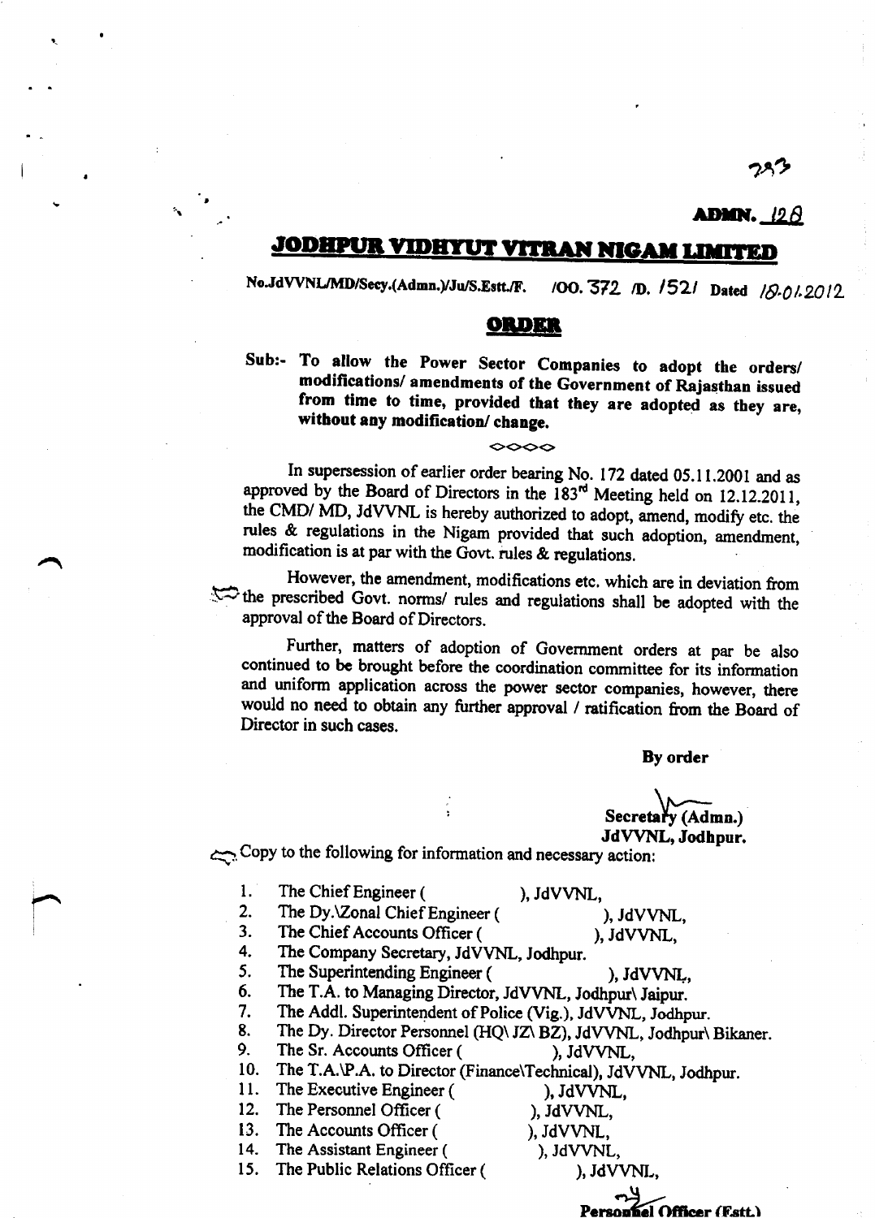ADMN. 128

# JODHPUR VIDHYUT VITRAN NIGAM LIMITED

No.JdVVNL/MD/Secy.(Admn.)/Ju/S.Estt./F. /OO. 372 /D. 1521 Dated 18.01.2012

## ORDER

**Sub:- To allow the Power Sector Companies to adopt the orders/ modifications/ amendments of the Government of Rajasthan issued from time to time, provided that they are adopted as they are, without any modification/ change.**

◇◇◇◇

In supersession of earlier order bearing No. 172 dated 05.11.2001 and as approved by the Board of Directors in the 183rd Meeting held on 12.12.2011, the CMD/ MD, JdVVNL is hereby authorized to adopt, amend, modify etc. the rules & regulations in the Nigam provided that such adoption, amendment, modification is at par with the Govt. rules & regulations.

However, the amendment, modifications etc. which are in deviation from the prescribed Govt. norms/ rules and regulations shall be adopted with the approval of the Board of Directors.

Further, matters of adoption of Government orders at par be also continued to be brought before the coordination committee for its information and uniform application across the power sector companies, however, there would no need to obtain any further approval / ratification from the Board of Director in such cases.

**By order**

**Secretary (Admn.)**
**JdVVNL, Jodhpur.**

Copy to the following for information and necessary action:

1. The Chief Engineer ( ), JdVVNL,
2. The Dy.\Zonal Chief Engineer ( ), JdVVNL,
3. The Chief Accounts Officer ( ), JdVVNL,
4. The Company Secretary, JdVVNL, Jodhpur.
5. The Superintending Engineer ( ), JdVVNL,
6. The T.A. to Managing Director, JdVVNL, Jodhpur\ Jaipur.
7. The Addl. Superintendent of Police (Vig.), JdVVNL, Jodhpur.
8. The Dy. Director Personnel (HQ\ JZ\ BZ), JdVVNL, Jodhpur\ Bikaner.
9. The Sr. Accounts Officer ( ), JdVVNL,
10. The T.A.\P.A. to Director (Finance\Technical), JdVVNL, Jodhpur.
11. The Executive Engineer ( ), JdVVNL,
12. The Personnel Officer ( ), JdVVNL,
13. The Accounts Officer ( ), JdVVNL,
14. The Assistant Engineer ( ), JdVVNL,
15. The Public Relations Officer ( ), JdVVNL,

**Personnel Officer (Estt.)**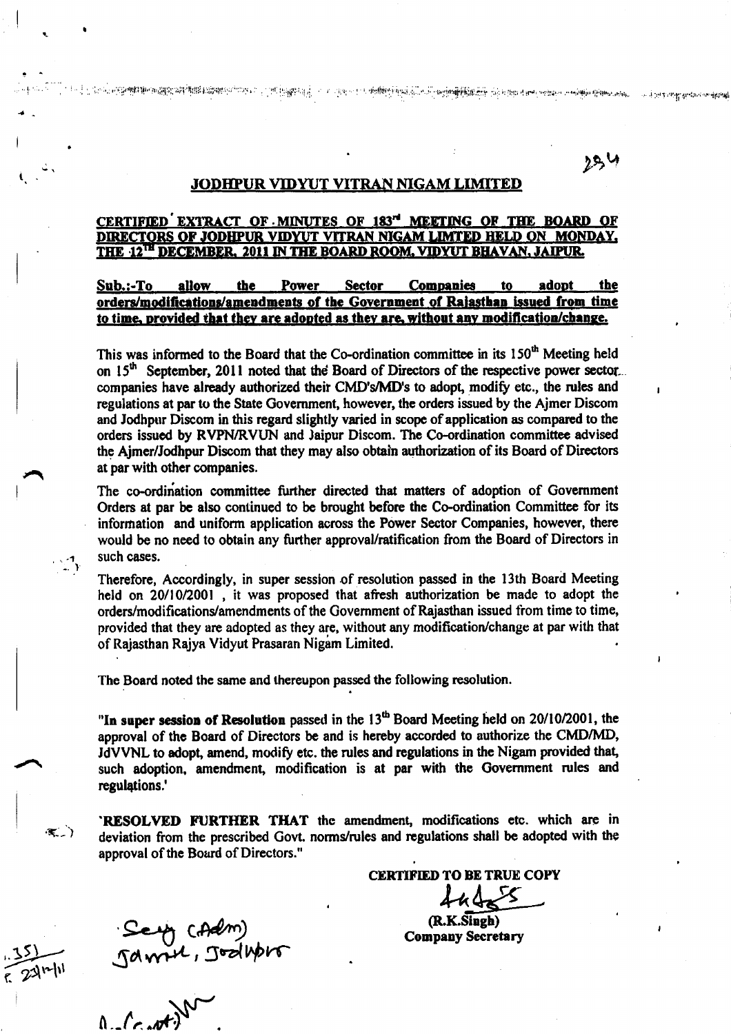## JODHPUR VIDYUT VITRAN NIGAM LIMITED

**CERTIFIED EXTRACT OF MINUTES OF 183rd MEETING OF THE BOARD OF DIRECTORS OF JODHPUR VIDYUT VITRAN NIGAM LIMTED HELD ON MONDAY, THE 12TH DECEMBER, 2011 IN THE BOARD ROOM, VIDYUT BHAVAN, JAIPUR.**

**Sub.:-To allow the Power Sector Companies to adopt the orders/modifications/amendments of the Government of Rajasthan issued from time to time, provided that they are adopted as they are, without any modification/change.**

This was informed to the Board that the Co-ordination committee in its 150th Meeting held on 15th September, 2011 noted that the Board of Directors of the respective power sector companies have already authorized their CMD's/MD's to adopt, modify etc., the rules and regulations at par to the State Government, however, the orders issued by the Ajmer Discom and Jodhpur Discom in this regard slightly varied in scope of application as compared to the orders issued by RVPN/RVUN and Jaipur Discom. The Co-ordination committee advised the Ajmer/Jodhpur Discom that they may also obtain authorization of its Board of Directors at par with other companies.

The co-ordination committee further directed that matters of adoption of Government Orders at par be also continued to be brought before the Co-ordination Committee for its information and uniform application across the Power Sector Companies, however, there would be no need to obtain any further approval/ratification from the Board of Directors in such cases.

Therefore, Accordingly, in super session of resolution passed in the 13th Board Meeting held on 20/10/2001 , it was proposed that afresh authorization be made to adopt the orders/modifications/amendments of the Government of Rajasthan issued from time to time, provided that they are adopted as they are, without any modification/change at par with that of Rajasthan Rajya Vidyut Prasaran Nigam Limited.

The Board noted the same and thereupon passed the following resolution.

"**In super session of Resolution** passed in the 13th Board Meeting held on 20/10/2001, the approval of the Board of Directors be and is hereby accorded to authorize the CMD/MD, JdVVNL to adopt, amend, modify etc. the rules and regulations in the Nigam provided that, such adoption, amendment, modification is at par with the Government rules and regulations.'

'**RESOLVED FURTHER THAT** the amendment, modifications etc. which are in deviation from the prescribed Govt. norms/rules and regulations shall be adopted with the approval of the Board of Directors."

**CERTIFIED TO BE TRUE COPY**

(R.K.Singh)
**Company Secretary**

Secy (Adm)
JdVVNL, Jodhpur